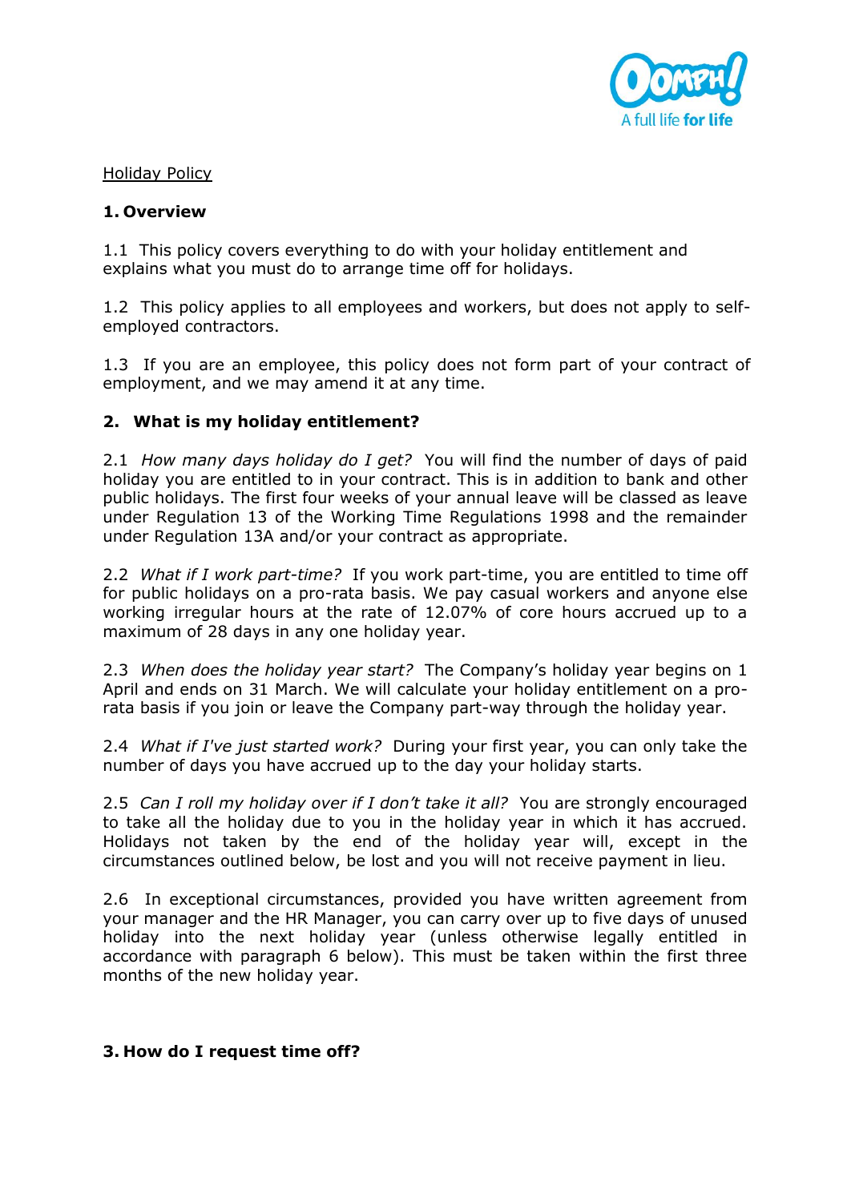Holiday Policy

## 1. Overview

1.1 This policy covers everything to do with your holiday entitlement and explains what you must do to arrange time off for holidays.

1.2 This policy applies to all employees and workers, but does not apply to self-employed contractors.

1.3 If you are an employee, this policy does not form part of your contract of employment, and we may amend it at any time.

## 2. What is my holiday entitlement?

2.1 *How many days holiday do I get?* You will find the number of days of paid holiday you are entitled to in your contract. This is in addition to bank and other public holidays. The first four weeks of your annual leave will be classed as leave under Regulation 13 of the Working Time Regulations 1998 and the remainder under Regulation 13A and/or your contract as appropriate.

2.2 *What if I work part-time?* If you work part-time, you are entitled to time off for public holidays on a pro-rata basis. We pay casual workers and anyone else working irregular hours at the rate of 12.07% of core hours accrued up to a maximum of 28 days in any one holiday year.

2.3 *When does the holiday year start?* The Company's holiday year begins on 1 April and ends on 31 March. We will calculate your holiday entitlement on a pro-rata basis if you join or leave the Company part-way through the holiday year.

2.4 *What if I've just started work?* During your first year, you can only take the number of days you have accrued up to the day your holiday starts.

2.5 *Can I roll my holiday over if I don't take it all?* You are strongly encouraged to take all the holiday due to you in the holiday year in which it has accrued. Holidays not taken by the end of the holiday year will, except in the circumstances outlined below, be lost and you will not receive payment in lieu.

2.6 In exceptional circumstances, provided you have written agreement from your manager and the HR Manager, you can carry over up to five days of unused holiday into the next holiday year (unless otherwise legally entitled in accordance with paragraph 6 below). This must be taken within the first three months of the new holiday year.

## 3. How do I request time off?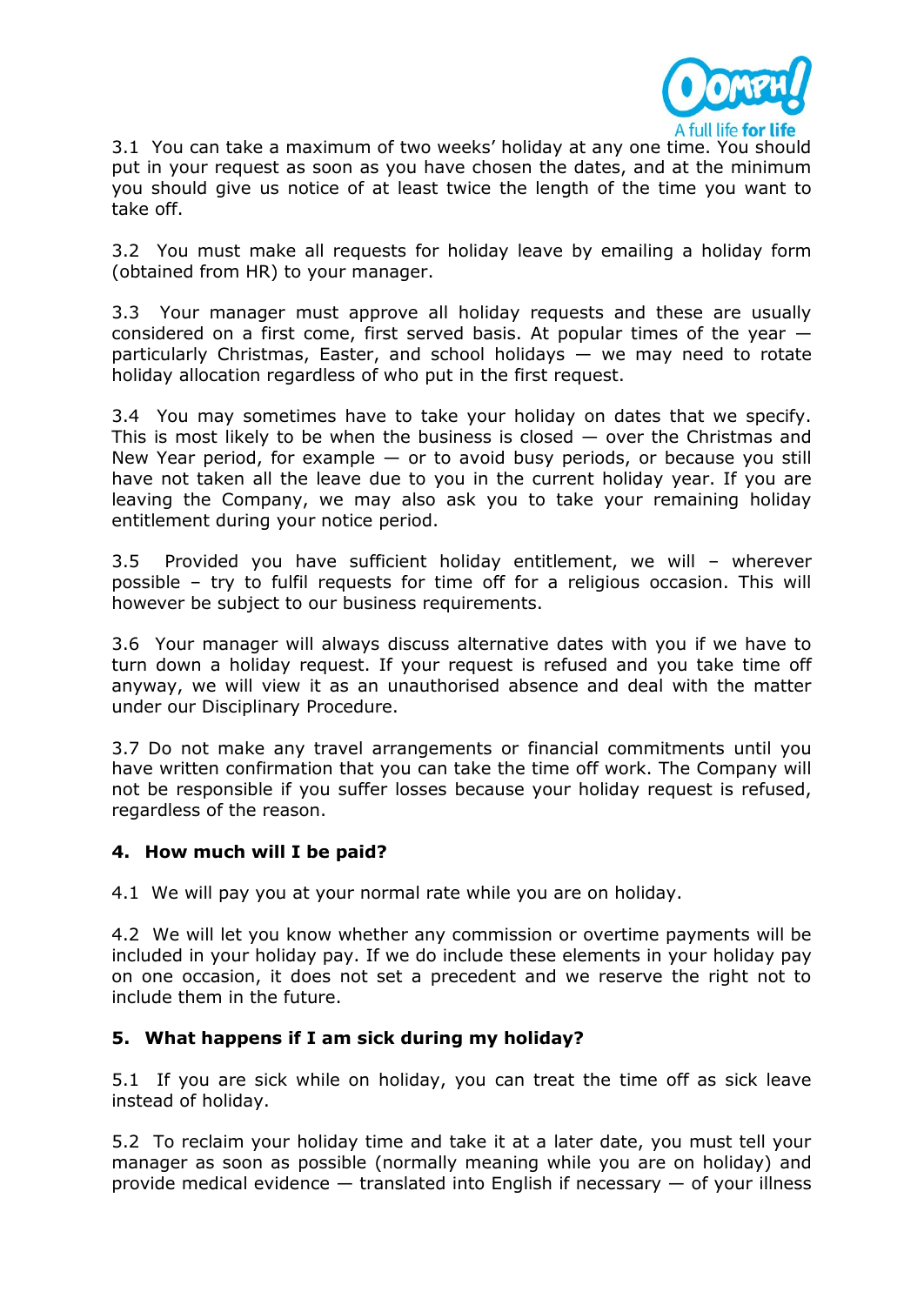3.1 You can take a maximum of two weeks' holiday at any one time. You should put in your request as soon as you have chosen the dates, and at the minimum you should give us notice of at least twice the length of the time you want to take off.

3.2 You must make all requests for holiday leave by emailing a holiday form (obtained from HR) to your manager.

3.3 Your manager must approve all holiday requests and these are usually considered on a first come, first served basis. At popular times of the year — particularly Christmas, Easter, and school holidays — we may need to rotate holiday allocation regardless of who put in the first request.

3.4 You may sometimes have to take your holiday on dates that we specify. This is most likely to be when the business is closed — over the Christmas and New Year period, for example — or to avoid busy periods, or because you still have not taken all the leave due to you in the current holiday year. If you are leaving the Company, we may also ask you to take your remaining holiday entitlement during your notice period.

3.5 Provided you have sufficient holiday entitlement, we will – wherever possible – try to fulfil requests for time off for a religious occasion. This will however be subject to our business requirements.

3.6 Your manager will always discuss alternative dates with you if we have to turn down a holiday request. If your request is refused and you take time off anyway, we will view it as an unauthorised absence and deal with the matter under our Disciplinary Procedure.

3.7 Do not make any travel arrangements or financial commitments until you have written confirmation that you can take the time off work. The Company will not be responsible if you suffer losses because your holiday request is refused, regardless of the reason.

## 4. How much will I be paid?

4.1 We will pay you at your normal rate while you are on holiday.

4.2 We will let you know whether any commission or overtime payments will be included in your holiday pay. If we do include these elements in your holiday pay on one occasion, it does not set a precedent and we reserve the right not to include them in the future.

## 5. What happens if I am sick during my holiday?

5.1 If you are sick while on holiday, you can treat the time off as sick leave instead of holiday.

5.2 To reclaim your holiday time and take it at a later date, you must tell your manager as soon as possible (normally meaning while you are on holiday) and provide medical evidence — translated into English if necessary — of your illness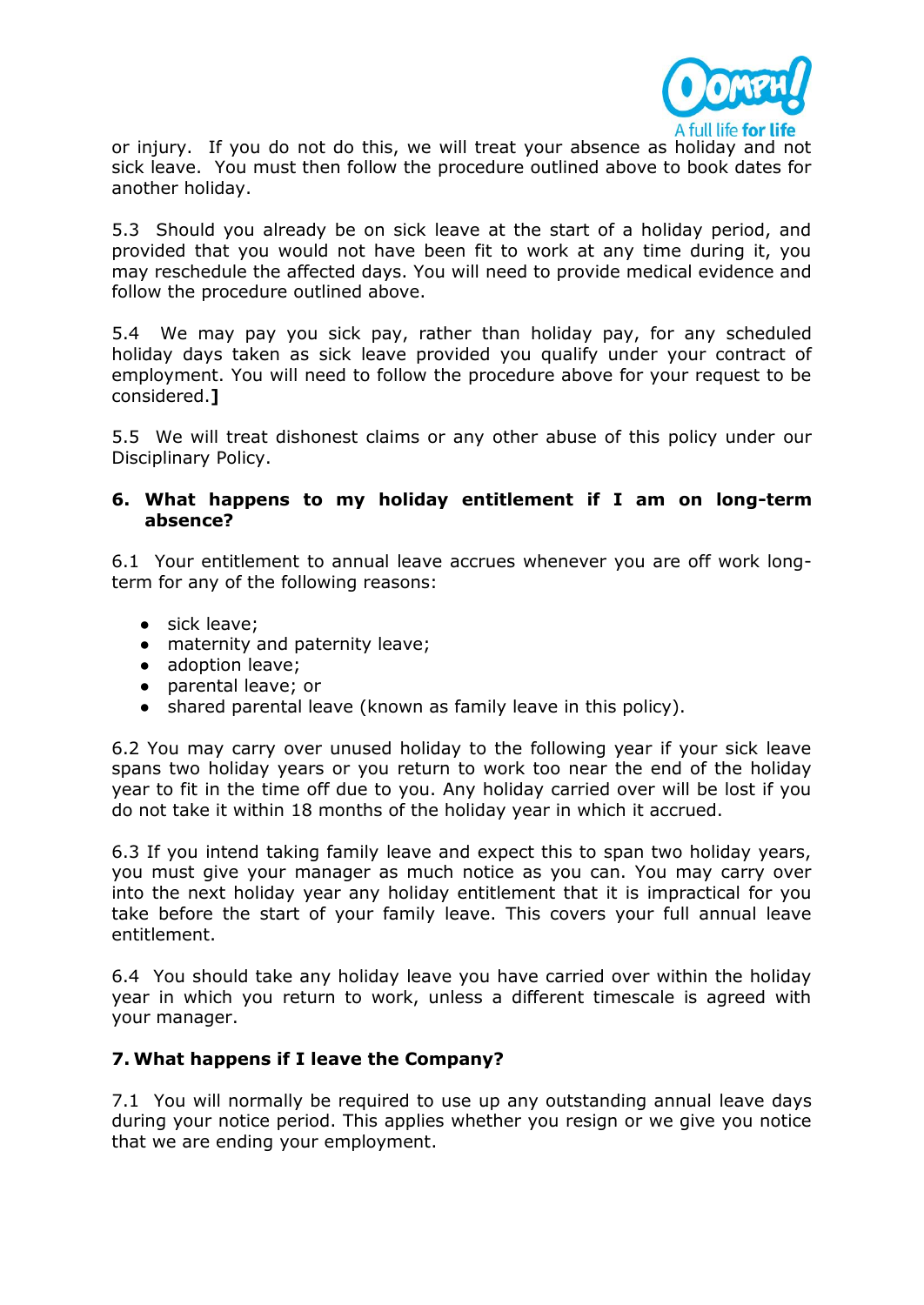or injury. If you do not do this, we will treat your absence as holiday and not sick leave. You must then follow the procedure outlined above to book dates for another holiday.

5.3 Should you already be on sick leave at the start of a holiday period, and provided that you would not have been fit to work at any time during it, you may reschedule the affected days. You will need to provide medical evidence and follow the procedure outlined above.

5.4 We may pay you sick pay, rather than holiday pay, for any scheduled holiday days taken as sick leave provided you qualify under your contract of employment. You will need to follow the procedure above for your request to be considered.**]**

5.5 We will treat dishonest claims or any other abuse of this policy under our Disciplinary Policy.

### 6. What happens to my holiday entitlement if I am on long-term absence?

6.1 Your entitlement to annual leave accrues whenever you are off work long-term for any of the following reasons:

- sick leave;
- maternity and paternity leave;
- adoption leave;
- parental leave; or
- shared parental leave (known as family leave in this policy).

6.2 You may carry over unused holiday to the following year if your sick leave spans two holiday years or you return to work too near the end of the holiday year to fit in the time off due to you. Any holiday carried over will be lost if you do not take it within 18 months of the holiday year in which it accrued.

6.3 If you intend taking family leave and expect this to span two holiday years, you must give your manager as much notice as you can. You may carry over into the next holiday year any holiday entitlement that it is impractical for you take before the start of your family leave. This covers your full annual leave entitlement.

6.4 You should take any holiday leave you have carried over within the holiday year in which you return to work, unless a different timescale is agreed with your manager.

### 7. What happens if I leave the Company?

7.1 You will normally be required to use up any outstanding annual leave days during your notice period. This applies whether you resign or we give you notice that we are ending your employment.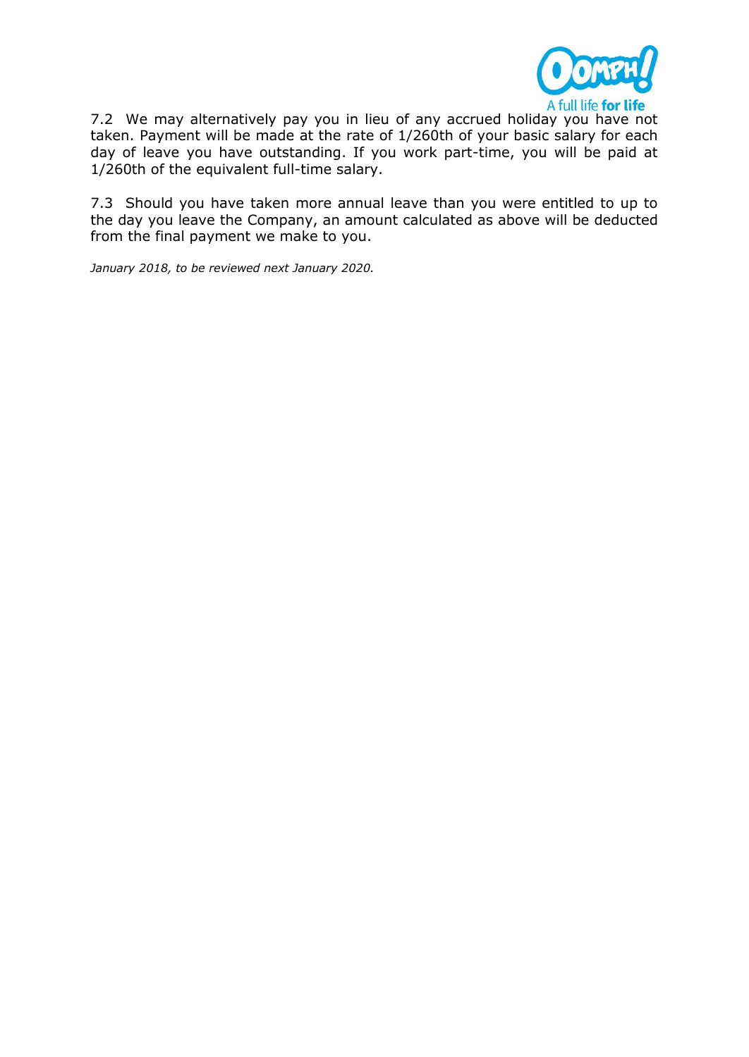7.2 We may alternatively pay you in lieu of any accrued holiday you have not taken. Payment will be made at the rate of 1/260th of your basic salary for each day of leave you have outstanding. If you work part-time, you will be paid at 1/260th of the equivalent full-time salary.

7.3 Should you have taken more annual leave than you were entitled to up to the day you leave the Company, an amount calculated as above will be deducted from the final payment we make to you.

*January 2018, to be reviewed next January 2020.*